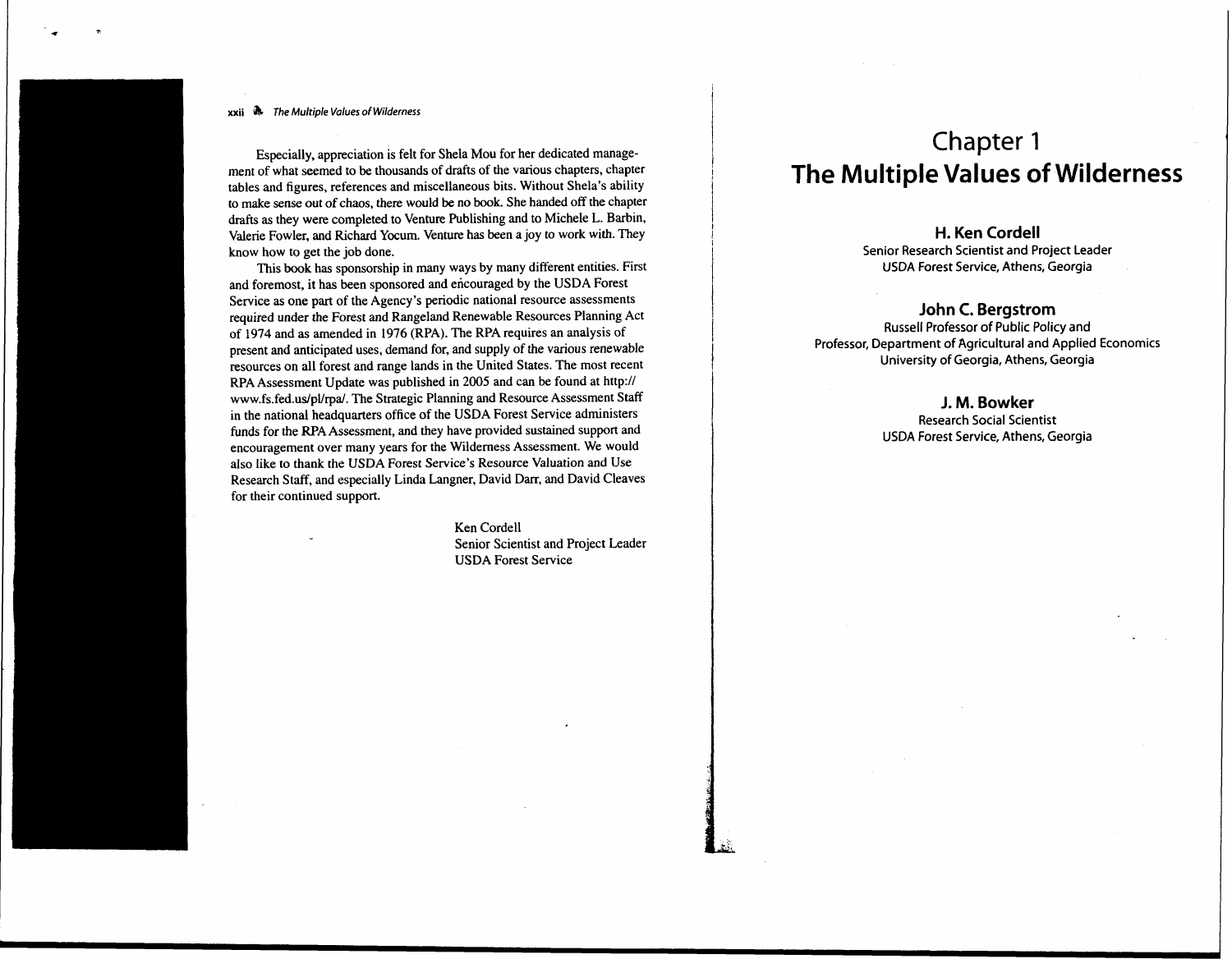Especially, appreciation is felt for Shela Mou for her dedicated management of what seemed to be thousands of drafts of the various chapters, chapter tables and figures, references and miscellaneous bits. Without Shela's ability to make sense out of chaos, there would be no book. She handed off the chapter drafts as they were completed to Venture Publishing and to Michele L. Barbin, Valerie Fowler, and Richard Yocum. Venture has been a joy to work with. They know how to get the job done.

This book has sponsorship in many ways by many different entities. First and foremost, it has been sponsored and encouraged by the USDA Forest Service as one part of the Agency's periodic national resource assessments required under the Forest and Rangeland Renewable Resources Planning Act of 1974 and as amended in 1976 (RPA). The RPA requires an analysis of present and anticipated uses, demand for, and supply of the various renewable resources on all forest and range lands in the United States. The most recent RPA Assessment Update was published in 2005 and can be found at http://www.fs.fed.us/pl/rpa/. The Strategic Planning and Resource Assessment Staff in the national headquarters office of the USDA Forest Service administers funds for the RPA Assessment, and they have provided sustained support and encouragement over many years for the Wilderness Assessment. We would also like to thank the USDA Forest Service's Resource Valuation and Use Research Staff, and especially Linda Langner, David Darr, and David Cleaves for their continued support.

Ken Cordell
Senior Scientist and Project Leader
USDA Forest Service

# Chapter 1
# The Multiple Values of Wilderness

**H. Ken Cordell**
Senior Research Scientist and Project Leader
USDA Forest Service, Athens, Georgia

**John C. Bergstrom**
Russell Professor of Public Policy and
Professor, Department of Agricultural and Applied Economics
University of Georgia, Athens, Georgia

**J. M. Bowker**
Research Social Scientist
USDA Forest Service, Athens, Georgia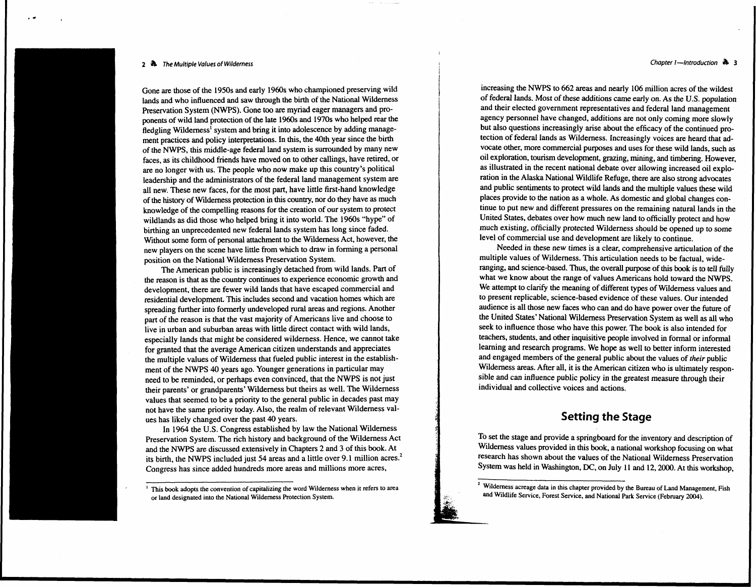Gone are those of the 1950s and early 1960s who championed preserving wild lands and who influenced and saw through the birth of the National Wilderness Preservation System (NWPS). Gone too are myriad eager managers and proponents of wild land protection of the late 1960s and 1970s who helped rear the fledgling Wilderness[1] system and bring it into adolescence by adding management practices and policy interpretations. In this, the 40th year since the birth of the NWPS, this middle-age federal land system is surrounded by many new faces, as its childhood friends have moved on to other callings, have retired, or are no longer with us. The people who now make up this country's political leadership and the administrators of the federal land management system are all new. These new faces, for the most part, have little first-hand knowledge of the history of Wilderness protection in this country, nor do they have as much knowledge of the compelling reasons for the creation of our system to protect wildlands as did those who helped bring it into world. The 1960s "hype" of birthing an unprecedented new federal lands system has long since faded. Without some form of personal attachment to the Wilderness Act, however, the new players on the scene have little from which to draw in forming a personal position on the National Wilderness Preservation System.

The American public is increasingly detached from wild lands. Part of the reason is that as the country continues to experience economic growth and development, there are fewer wild lands that have escaped commercial and residential development. This includes second and vacation homes which are spreading further into formerly undeveloped rural areas and regions. Another part of the reason is that the vast majority of Americans live and choose to live in urban and suburban areas with little direct contact with wild lands, especially lands that might be considered wilderness. Hence, we cannot take for granted that the average American citizen understands and appreciates the multiple values of Wilderness that fueled public interest in the establishment of the NWPS 40 years ago. Younger generations in particular may need to be reminded, or perhaps even convinced, that the NWPS is not just their parents' or grandparents' Wilderness but theirs as well. The Wilderness values that seemed to be a priority to the general public in decades past may not have the same priority today. Also, the realm of relevant Wilderness values has likely changed over the past 40 years.

In 1964 the U.S. Congress established by law the National Wilderness Preservation System. The rich history and background of the Wilderness Act and the NWPS are discussed extensively in Chapters 2 and 3 of this book. At its birth, the NWPS included just 54 areas and a little over 9.1 million acres.[2] Congress has since added hundreds more areas and millions more acres, increasing the NWPS to 662 areas and nearly 106 million acres of the wildest of federal lands. Most of these additions came early on. As the U.S. population and their elected government representatives and federal land management agency personnel have changed, additions are not only coming more slowly but also questions increasingly arise about the efficacy of the continued protection of federal lands as Wilderness. Increasingly voices are heard that advocate other, more commercial purposes and uses for these wild lands, such as oil exploration, tourism development, grazing, mining, and timbering. However, as illustrated in the recent national debate over allowing increased oil exploration in the Alaska National Wildlife Refuge, there are also strong advocates and public sentiments to protect wild lands and the multiple values these wild places provide to the nation as a whole. As domestic and global changes continue to put new and different pressures on the remaining natural lands in the United States, debates over how much new land to officially protect and how much existing, officially protected Wilderness should be opened up to some level of commercial use and development are likely to continue.

Needed in these new times is a clear, comprehensive articulation of the multiple values of Wilderness. This articulation needs to be factual, wide-ranging, and science-based. Thus, the overall purpose of this book is to tell fully what we know about the range of values Americans hold toward the NWPS. We attempt to clarify the meaning of different types of Wilderness values and to present replicable, science-based evidence of these values. Our intended audience is all those new faces who can and do have power over the future of the United States' National Wilderness Preservation System as well as all who seek to influence those who have this power. The book is also intended for teachers, students, and other inquisitive people involved in formal or informal learning and research programs. We hope as well to better inform interested and engaged members of the general public about the values of *their* public Wilderness areas. After all, it is the American citizen who is ultimately responsible and can influence public policy in the greatest measure through their individual and collective voices and actions.

## Setting the Stage

To set the stage and provide a springboard for the inventory and description of Wilderness values provided in this book, a national workshop focusing on what research has shown about the values of the National Wilderness Preservation System was held in Washington, DC, on July 11 and 12, 2000. At this workshop,

---

[1] This book adopts the convention of capitalizing the word Wilderness when it refers to area or land designated into the National Wilderness Protection System.

[2] Wilderness acreage data in this chapter provided by the Bureau of Land Management, Fish and Wildlife Service, Forest Service, and National Park Service (February 2004).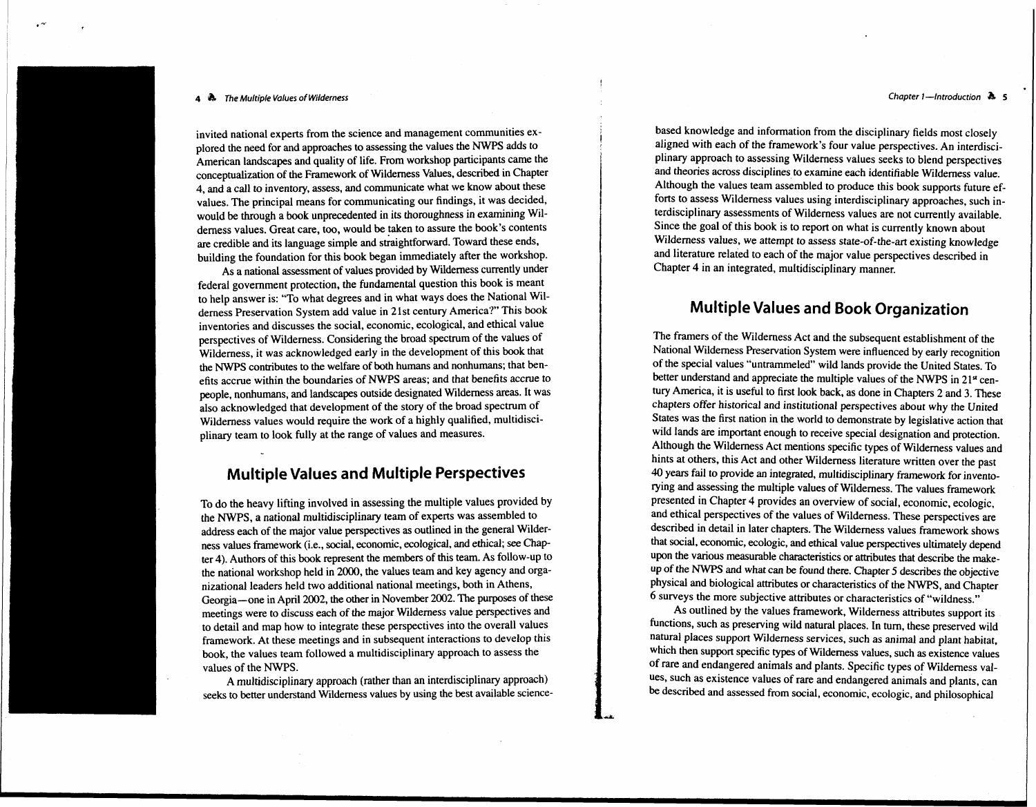invited national experts from the science and management communities explored the need for and approaches to assessing the values the NWPS adds to American landscapes and quality of life. From workshop participants came the conceptualization of the Framework of Wilderness Values, described in Chapter 4, and a call to inventory, assess, and communicate what we know about these values. The principal means for communicating our findings, it was decided, would be through a book unprecedented in its thoroughness in examining Wilderness values. Great care, too, would be taken to assure the book's contents are credible and its language simple and straightforward. Toward these ends, building the foundation for this book began immediately after the workshop.

As a national assessment of values provided by Wilderness currently under federal government protection, the fundamental question this book is meant to help answer is: "To what degrees and in what ways does the National Wilderness Preservation System add value in 21st century America?" This book inventories and discusses the social, economic, ecological, and ethical value perspectives of Wilderness. Considering the broad spectrum of the values of Wilderness, it was acknowledged early in the development of this book that the NWPS contributes to the welfare of both humans and nonhumans; that benefits accrue within the boundaries of NWPS areas; and that benefits accrue to people, nonhumans, and landscapes outside designated Wilderness areas. It was also acknowledged that development of the story of the broad spectrum of Wilderness values would require the work of a highly qualified, multidisciplinary team to look fully at the range of values and measures.

## Multiple Values and Multiple Perspectives

To do the heavy lifting involved in assessing the multiple values provided by the NWPS, a national multidisciplinary team of experts was assembled to address each of the major value perspectives as outlined in the general Wilderness values framework (i.e., social, economic, ecological, and ethical; see Chapter 4). Authors of this book represent the members of this team. As follow-up to the national workshop held in 2000, the values team and key agency and organizational leaders held two additional national meetings, both in Athens, Georgia—one in April 2002, the other in November 2002. The purposes of these meetings were to discuss each of the major Wilderness value perspectives and to detail and map how to integrate these perspectives into the overall values framework. At these meetings and in subsequent interactions to develop this book, the values team followed a multidisciplinary approach to assess the values of the NWPS.

A multidisciplinary approach (rather than an interdisciplinary approach) seeks to better understand Wilderness values by using the best available science-based knowledge and information from the disciplinary fields most closely aligned with each of the framework's four value perspectives. An interdisciplinary approach to assessing Wilderness values seeks to blend perspectives and theories across disciplines to examine each identifiable Wilderness value. Although the values team assembled to produce this book supports future efforts to assess Wilderness values using interdisciplinary approaches, such interdisciplinary assessments of Wilderness values are not currently available. Since the goal of this book is to report on what is currently known about Wilderness values, we attempt to assess state-of-the-art existing knowledge and literature related to each of the major value perspectives described in Chapter 4 in an integrated, multidisciplinary manner.

## Multiple Values and Book Organization

The framers of the Wilderness Act and the subsequent establishment of the National Wilderness Preservation System were influenced by early recognition of the special values "untrammeled" wild lands provide the United States. To better understand and appreciate the multiple values of the NWPS in 21st century America, it is useful to first look back, as done in Chapters 2 and 3. These chapters offer historical and institutional perspectives about why the United States was the first nation in the world to demonstrate by legislative action that wild lands are important enough to receive special designation and protection. Although the Wilderness Act mentions specific types of Wilderness values and hints at others, this Act and other Wilderness literature written over the past 40 years fail to provide an integrated, multidisciplinary framework for inventorying and assessing the multiple values of Wilderness. The values framework presented in Chapter 4 provides an overview of social, economic, ecologic, and ethical perspectives of the values of Wilderness. These perspectives are described in detail in later chapters. The Wilderness values framework shows that social, economic, ecologic, and ethical value perspectives ultimately depend upon the various measurable characteristics or attributes that describe the make-up of the NWPS and what can be found there. Chapter 5 describes the objective physical and biological attributes or characteristics of the NWPS, and Chapter 6 surveys the more subjective attributes or characteristics of "wildness."

As outlined by the values framework, Wilderness attributes support its functions, such as preserving wild natural places. In turn, these preserved wild natural places support Wilderness services, such as animal and plant habitat, which then support specific types of Wilderness values, such as existence values of rare and endangered animals and plants. Specific types of Wilderness values, such as existence values of rare and endangered animals and plants, can be described and assessed from social, economic, ecologic, and philosophical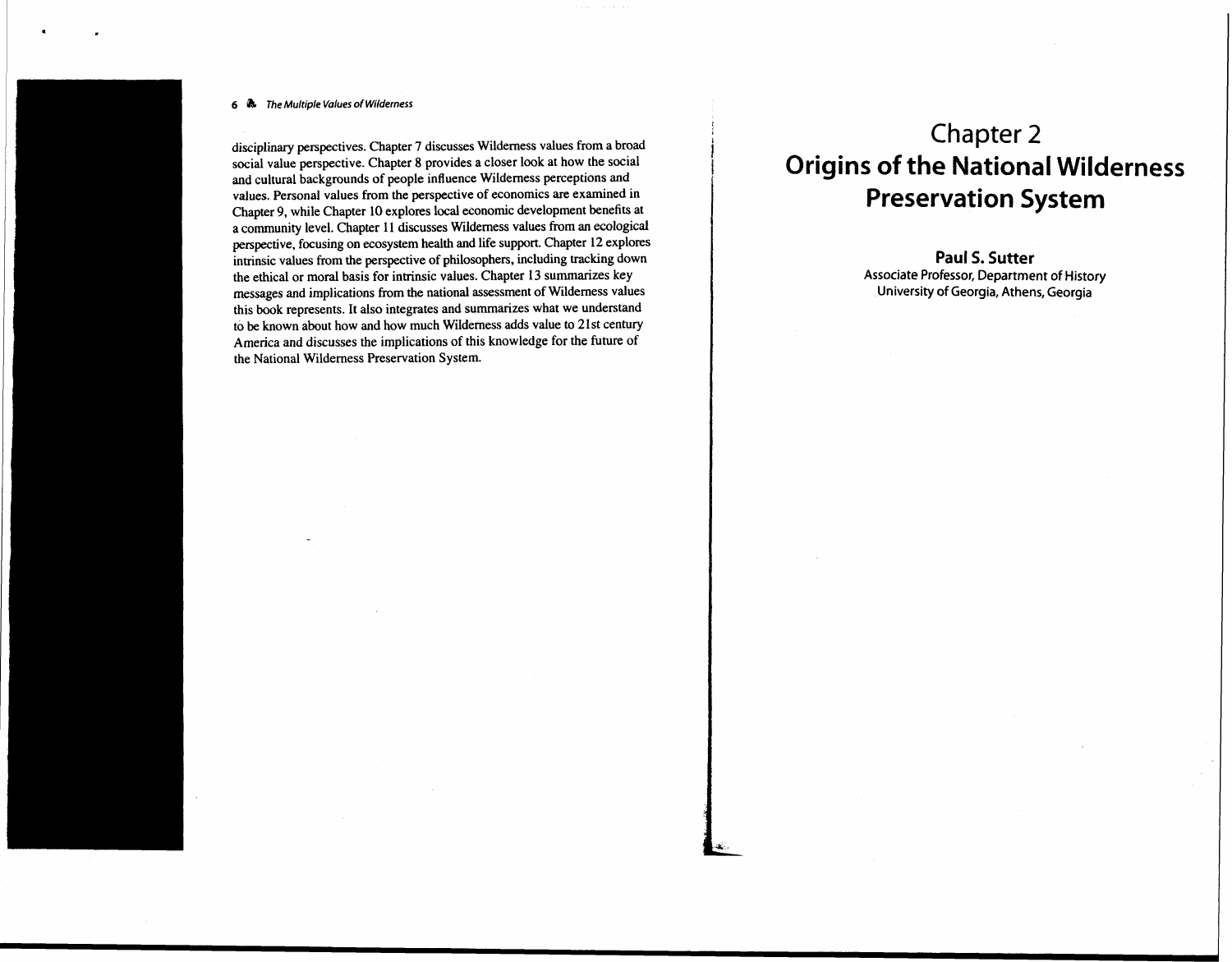disciplinary perspectives. Chapter 7 discusses Wilderness values from a broad social value perspective. Chapter 8 provides a closer look at how the social and cultural backgrounds of people influence Wilderness perceptions and values. Personal values from the perspective of economics are examined in Chapter 9, while Chapter 10 explores local economic development benefits at a community level. Chapter 11 discusses Wilderness values from an ecological perspective, focusing on ecosystem health and life support. Chapter 12 explores intrinsic values from the perspective of philosophers, including tracking down the ethical or moral basis for intrinsic values. Chapter 13 summarizes key messages and implications from the national assessment of Wilderness values this book represents. It also integrates and summarizes what we understand to be known about how and how much Wilderness adds value to 21st century America and discusses the implications of this knowledge for the future of the National Wilderness Preservation System.

# Chapter 2
# Origins of the National Wilderness Preservation System

**Paul S. Sutter**
Associate Professor, Department of History
University of Georgia, Athens, Georgia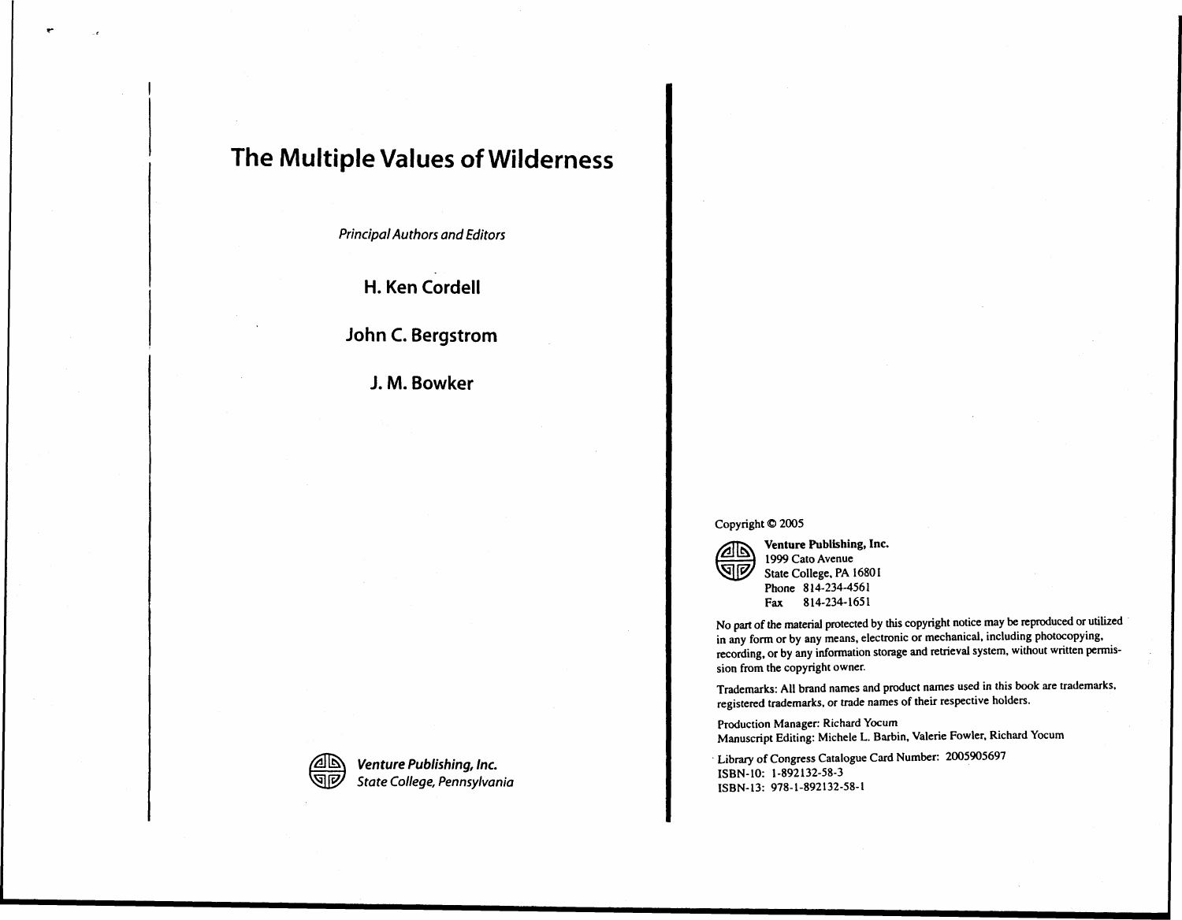# The Multiple Values of Wilderness

*Principal Authors and Editors*

**H. Ken Cordell**

**John C. Bergstrom**

**J. M. Bowker**

*Venture Publishing, Inc.*
*State College, Pennsylvania*

Copyright © 2005

**Venture Publishing, Inc.**
1999 Cato Avenue
State College, PA 16801
Phone 814-234-4561
Fax 814-234-1651

No part of the material protected by this copyright notice may be reproduced or utilized in any form or by any means, electronic or mechanical, including photocopying, recording, or by any information storage and retrieval system, without written permission from the copyright owner.

Trademarks: All brand names and product names used in this book are trademarks, registered trademarks, or trade names of their respective holders.

Production Manager: Richard Yocum
Manuscript Editing: Michele L. Barbin, Valerie Fowler, Richard Yocum

Library of Congress Catalogue Card Number: 2005905697
ISBN-10: 1-892132-58-3
ISBN-13: 978-1-892132-58-1